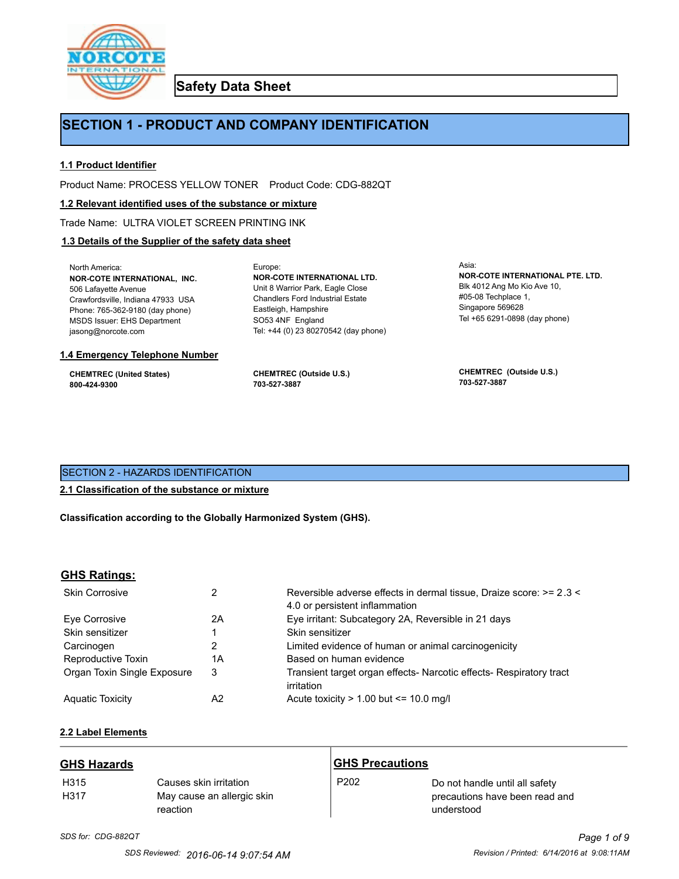## Safety Data Sheet

# SECTION 1 - PRODUCT AND COMPANY IDENTIFICATION

### 1.1 Product Identifier

Product Name: PROCESS YELLOW TONER    Product Code: CDG-882QT

### 1.2 Relevant identified uses of the substance or mixture

Trade Name: ULTRA VIOLET SCREEN PRINTING INK

### 1.3 Details of the Supplier of the safety data sheet

North America:
**NOR-COTE INTERNATIONAL, INC.**
506 Lafayette Avenue
Crawfordsville, Indiana 47933 USA
Phone: 765-362-9180 (day phone)
MSDS Issuer: EHS Department
jasong@norcote.com

Europe:
**NOR-COTE INTERNATIONAL LTD.**
Unit 8 Warrior Park, Eagle Close
Chandlers Ford Industrial Estate
Eastleigh, Hampshire
SO53 4NF England
Tel: +44 (0) 23 80270542 (day phone)

Asia:
**NOR-COTE INTERNATIONAL PTE. LTD.**
Blk 4012 Ang Mo Kio Ave 10,
#05-08 Techplace 1,
Singapore 569628
Tel +65 6291-0898 (day phone)

### 1.4 Emergency Telephone Number

**CHEMTREC (United States)**
**800-424-9300**

**CHEMTREC (Outside U.S.)**
**703-527-3887**

**CHEMTREC (Outside U.S.)**
**703-527-3887**

# SECTION 2 - HAZARDS IDENTIFICATION

### 2.1 Classification of the substance or mixture

**Classification according to the Globally Harmonized System (GHS).**

## GHS Ratings:

| | | |
|---|---|---|
| Skin Corrosive | 2 | Reversible adverse effects in dermal tissue, Draize score: >= 2.3 < 4.0 or persistent inflammation |
| Eye Corrosive | 2A | Eye irritant: Subcategory 2A, Reversible in 21 days |
| Skin sensitizer | 1 | Skin sensitizer |
| Carcinogen | 2 | Limited evidence of human or animal carcinogenicity |
| Reproductive Toxin | 1A | Based on human evidence |
| Organ Toxin Single Exposure | 3 | Transient target organ effects- Narcotic effects- Respiratory tract irritation |
| Aquatic Toxicity | A2 | Acute toxicity > 1.00 but <= 10.0 mg/l |

### 2.2 Label Elements

## GHS Hazards

| | |
|---|---|
| H315 | Causes skin irritation |
| H317 | May cause an allergic skin reaction |

## GHS Precautions

| | |
|---|---|
| P202 | Do not handle until all safety precautions have been read and understood |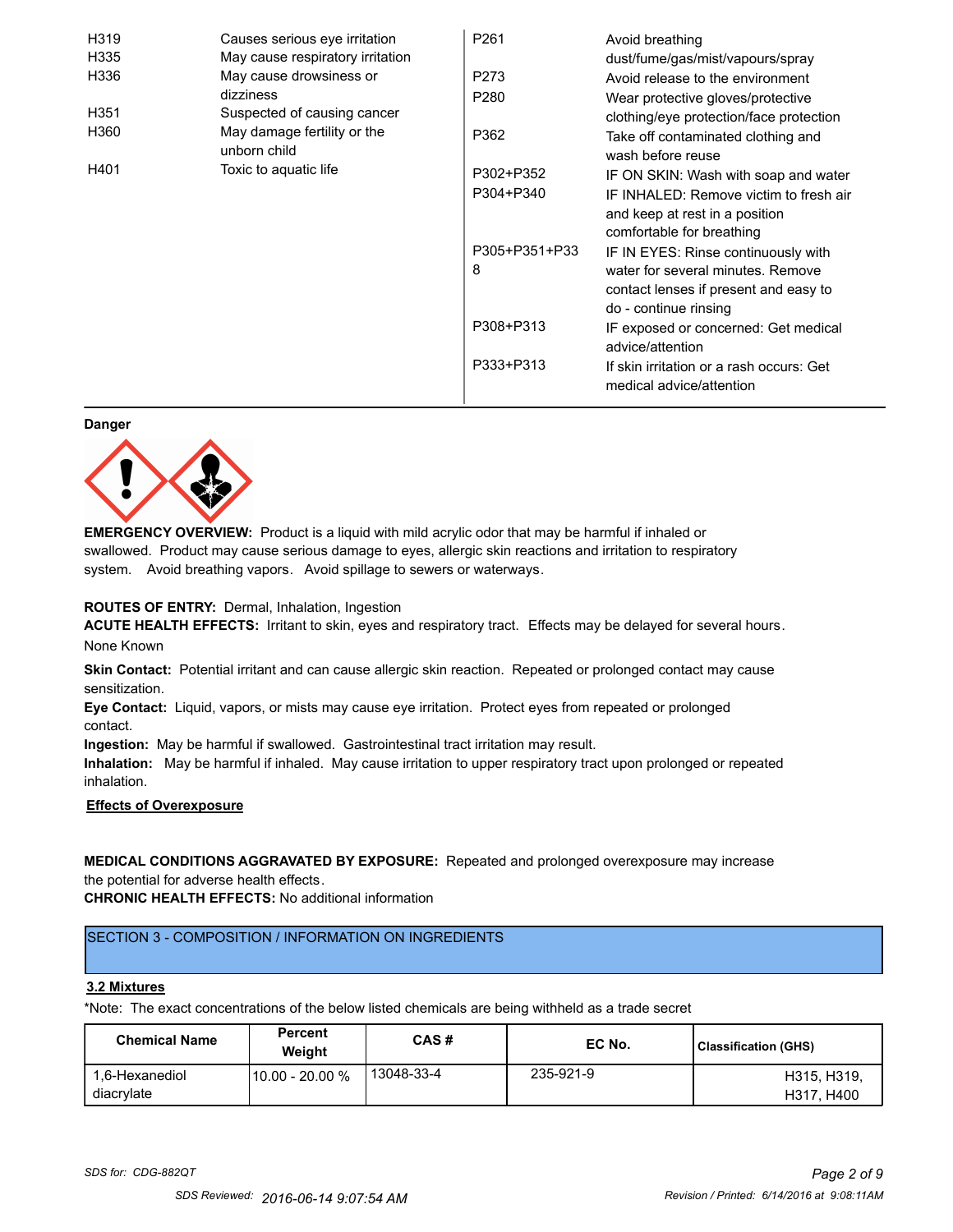| | | | |
|---|---|---|---|
| H319 | Causes serious eye irritation | P261 | Avoid breathing dust/fume/gas/mist/vapours/spray |
| H335 | May cause respiratory irritation | P273 | Avoid release to the environment |
| H336 | May cause drowsiness or dizziness | P280 | Wear protective gloves/protective clothing/eye protection/face protection |
| H351 | Suspected of causing cancer | P362 | Take off contaminated clothing and wash before reuse |
| H360 | May damage fertility or the unborn child | P302+P352 | IF ON SKIN: Wash with soap and water |
| H401 | Toxic to aquatic life | P304+P340 | IF INHALED: Remove victim to fresh air and keep at rest in a position comfortable for breathing |
| | | P305+P351+P338 | IF IN EYES: Rinse continuously with water for several minutes. Remove contact lenses if present and easy to do - continue rinsing |
| | | P308+P313 | IF exposed or concerned: Get medical advice/attention |
| | | P333+P313 | If skin irritation or a rash occurs: Get medical advice/attention |

**Danger**

**EMERGENCY OVERVIEW:** Product is a liquid with mild acrylic odor that may be harmful if inhaled or swallowed. Product may cause serious damage to eyes, allergic skin reactions and irritation to respiratory system. Avoid breathing vapors. Avoid spillage to sewers or waterways.

**ROUTES OF ENTRY:** Dermal, Inhalation, Ingestion

**ACUTE HEALTH EFFECTS:** Irritant to skin, eyes and respiratory tract. Effects may be delayed for several hours.

None Known

**Skin Contact:** Potential irritant and can cause allergic skin reaction. Repeated or prolonged contact may cause sensitization.

**Eye Contact:** Liquid, vapors, or mists may cause eye irritation. Protect eyes from repeated or prolonged contact.

**Ingestion:** May be harmful if swallowed. Gastrointestinal tract irritation may result.

**Inhalation:** May be harmful if inhaled. May cause irritation to upper respiratory tract upon prolonged or repeated inhalation.

**Effects of Overexposure**

**MEDICAL CONDITIONS AGGRAVATED BY EXPOSURE:** Repeated and prolonged overexposure may increase the potential for adverse health effects.

**CHRONIC HEALTH EFFECTS:** No additional information

## SECTION 3 - COMPOSITION / INFORMATION ON INGREDIENTS

### 3.2 Mixtures

*Note: The exact concentrations of the below listed chemicals are being withheld as a trade secret

| Chemical Name | Percent Weight | CAS # | EC No. | Classification (GHS) |
|---|---|---|---|---|
| 1,6-Hexanediol diacrylate | 10.00 - 20.00 % | 13048-33-4 | 235-921-9 | H315, H319, H317, H400 |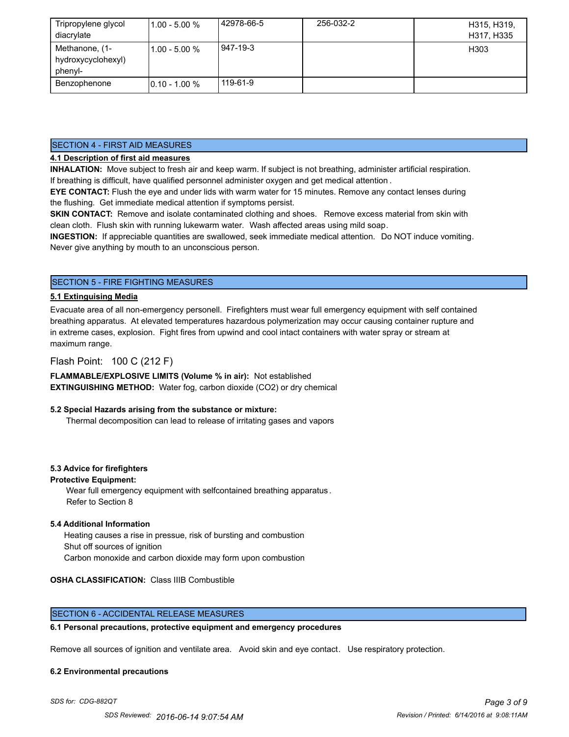| Tripropylene glycol diacrylate | 1.00 - 5.00 % | 42978-66-5 | 256-032-2 | H315, H319, H317, H335 |
|---|---|---|---|---|
| Methanone, (1-hydroxycyclohexyl) phenyl- | 1.00 - 5.00 % | 947-19-3 | | H303 |
| Benzophenone | 0.10 - 1.00 % | 119-61-9 | | |

## SECTION 4 - FIRST AID MEASURES

**4.1 Description of first aid measures**

**INHALATION:** Move subject to fresh air and keep warm. If subject is not breathing, administer artificial respiration. If breathing is difficult, have qualified personnel administer oxygen and get medical attention .

**EYE CONTACT:** Flush the eye and under lids with warm water for 15 minutes. Remove any contact lenses during the flushing. Get immediate medical attention if symptoms persist.

**SKIN CONTACT:** Remove and isolate contaminated clothing and shoes. Remove excess material from skin with clean cloth. Flush skin with running lukewarm water. Wash affected areas using mild soap.

**INGESTION:** If appreciable quantities are swallowed, seek immediate medical attention. Do NOT induce vomiting. Never give anything by mouth to an unconscious person.

## SECTION 5 - FIRE FIGHTING MEASURES

**5.1 Extinguising Media**

Evacuate area of all non-emergency personell. Firefighters must wear full emergency equipment with self contained breathing apparatus. At elevated temperatures hazardous polymerization may occur causing container rupture and in extreme cases, explosion. Fight fires from upwind and cool intact containers with water spray or stream at maximum range.

Flash Point: 100 C (212 F)

**FLAMMABLE/EXPLOSIVE LIMITS (Volume % in air):** Not established

**EXTINGUISHING METHOD:** Water fog, carbon dioxide (CO2) or dry chemical

**5.2 Special Hazards arising from the substance or mixture:**

Thermal decomposition can lead to release of irritating gases and vapors

**5.3 Advice for firefighters**

**Protective Equipment:**

Wear full emergency equipment with selfcontained breathing apparatus .
Refer to Section 8

**5.4 Additional Information**

Heating causes a rise in pressue, risk of bursting and combustion
Shut off sources of ignition
Carbon monoxide and carbon dioxide may form upon combustion

**OSHA CLASSIFICATION:** Class IIIB Combustible

## SECTION 6 - ACCIDENTAL RELEASE MEASURES

**6.1 Personal precautions, protective equipment and emergency procedures**

Remove all sources of ignition and ventilate area. Avoid skin and eye contact. Use respiratory protection.

**6.2 Environmental precautions**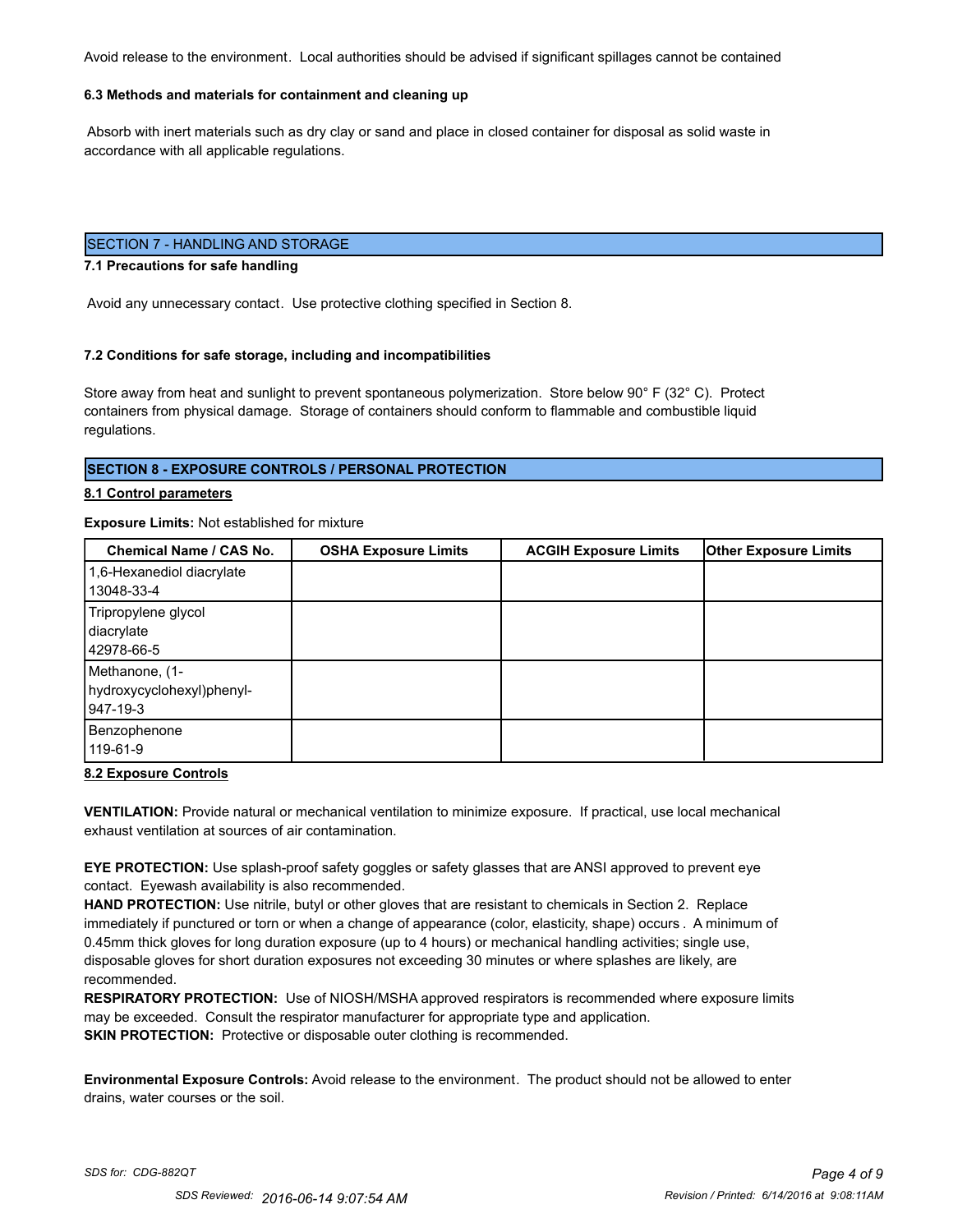Avoid release to the environment. Local authorities should be advised if significant spillages cannot be contained

### 6.3 Methods and materials for containment and cleaning up

Absorb with inert materials such as dry clay or sand and place in closed container for disposal as solid waste in accordance with all applicable regulations.

## SECTION 7 - HANDLING AND STORAGE

### 7.1 Precautions for safe handling

Avoid any unnecessary contact. Use protective clothing specified in Section 8.

### 7.2 Conditions for safe storage, including and incompatibilities

Store away from heat and sunlight to prevent spontaneous polymerization. Store below 90° F (32° C). Protect containers from physical damage. Storage of containers should conform to flammable and combustible liquid regulations.

## SECTION 8 - EXPOSURE CONTROLS / PERSONAL PROTECTION

### 8.1 Control parameters

**Exposure Limits:** Not established for mixture

| Chemical Name / CAS No. | OSHA Exposure Limits | ACGIH Exposure Limits | Other Exposure Limits |
|---|---|---|---|
| 1,6-Hexanediol diacrylate 13048-33-4 | | | |
| Tripropylene glycol diacrylate 42978-66-5 | | | |
| Methanone, (1-hydroxycyclohexyl)phenyl- 947-19-3 | | | |
| Benzophenone 119-61-9 | | | |

### 8.2 Exposure Controls

**VENTILATION:** Provide natural or mechanical ventilation to minimize exposure. If practical, use local mechanical exhaust ventilation at sources of air contamination.

**EYE PROTECTION:** Use splash-proof safety goggles or safety glasses that are ANSI approved to prevent eye contact. Eyewash availability is also recommended.

**HAND PROTECTION:** Use nitrile, butyl or other gloves that are resistant to chemicals in Section 2. Replace immediately if punctured or torn or when a change of appearance (color, elasticity, shape) occurs . A minimum of 0.45mm thick gloves for long duration exposure (up to 4 hours) or mechanical handling activities; single use, disposable gloves for short duration exposures not exceeding 30 minutes or where splashes are likely, are recommended.

**RESPIRATORY PROTECTION:** Use of NIOSH/MSHA approved respirators is recommended where exposure limits may be exceeded. Consult the respirator manufacturer for appropriate type and application.

**SKIN PROTECTION:** Protective or disposable outer clothing is recommended.

**Environmental Exposure Controls:** Avoid release to the environment. The product should not be allowed to enter drains, water courses or the soil.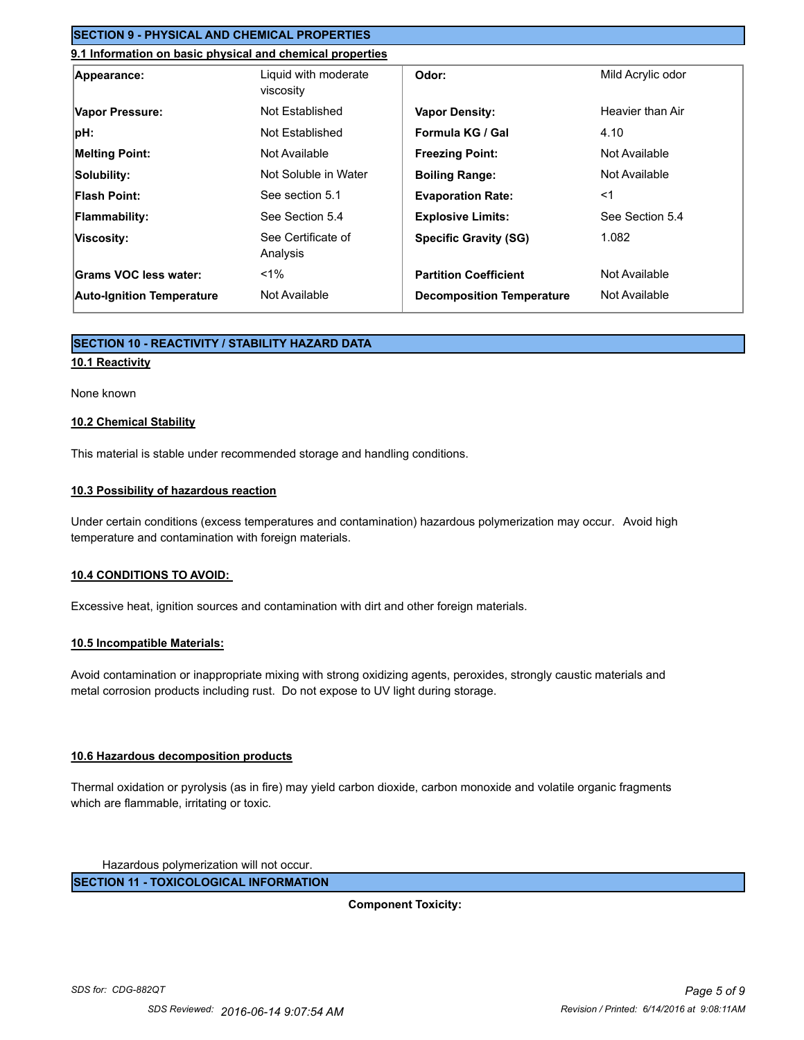## SECTION 9 - PHYSICAL AND CHEMICAL PROPERTIES

### 9.1 Information on basic physical and chemical properties

| | | | |
|---|---|---|---|
| **Appearance:** | Liquid with moderate viscosity | **Odor:** | Mild Acrylic odor |
| **Vapor Pressure:** | Not Established | **Vapor Density:** | Heavier than Air |
| **pH:** | Not Established | **Formula KG / Gal** | 4.10 |
| **Melting Point:** | Not Available | **Freezing Point:** | Not Available |
| **Solubility:** | Not Soluble in Water | **Boiling Range:** | Not Available |
| **Flash Point:** | See section 5.1 | **Evaporation Rate:** | <1 |
| **Flammability:** | See Section 5.4 | **Explosive Limits:** | See Section 5.4 |
| **Viscosity:** | See Certificate of Analysis | **Specific Gravity (SG)** | 1.082 |
| **Grams VOC less water:** | <1% | **Partition Coefficient** | Not Available |
| **Auto-Ignition Temperature** | Not Available | **Decomposition Temperature** | Not Available |

## SECTION 10 - REACTIVITY / STABILITY HAZARD DATA

### 10.1 Reactivity

None known

### 10.2 Chemical Stability

This material is stable under recommended storage and handling conditions.

### 10.3 Possibility of hazardous reaction

Under certain conditions (excess temperatures and contamination) hazardous polymerization may occur. Avoid high temperature and contamination with foreign materials.

### 10.4 CONDITIONS TO AVOID:

Excessive heat, ignition sources and contamination with dirt and other foreign materials.

### 10.5 Incompatible Materials:

Avoid contamination or inappropriate mixing with strong oxidizing agents, peroxides, strongly caustic materials and metal corrosion products including rust. Do not expose to UV light during storage.

### 10.6 Hazardous decomposition products

Thermal oxidation or pyrolysis (as in fire) may yield carbon dioxide, carbon monoxide and volatile organic fragments which are flammable, irritating or toxic.

Hazardous polymerization will not occur.

## SECTION 11 - TOXICOLOGICAL INFORMATION

**Component Toxicity:**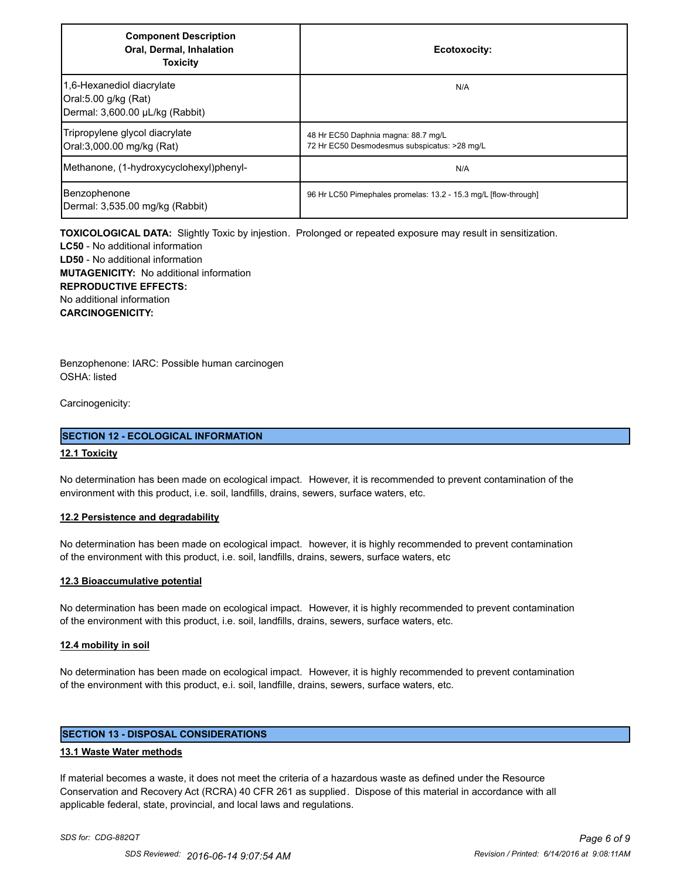| Component Description Oral, Dermal, Inhalation Toxicity | Ecotoxocity: |
|---|---|
| 1,6-Hexanediol diacrylate<br>Oral:5.00 g/kg (Rat)<br>Dermal: 3,600.00 µL/kg (Rabbit) | N/A |
| Tripropylene glycol diacrylate<br>Oral:3,000.00 mg/kg (Rat) | 48 Hr EC50 Daphnia magna: 88.7 mg/L<br>72 Hr EC50 Desmodesmus subspicatus: >28 mg/L |
| Methanone, (1-hydroxycyclohexyl)phenyl- | N/A |
| Benzophenone<br>Dermal: 3,535.00 mg/kg (Rabbit) | 96 Hr LC50 Pimephales promelas: 13.2 - 15.3 mg/L [flow-through] |

**TOXICOLOGICAL DATA:** Slightly Toxic by injestion. Prolonged or repeated exposure may result in sensitization.
**LC50** - No additional information
**LD50** - No additional information
**MUTAGENICITY:** No additional information
**REPRODUCTIVE EFFECTS:**
No additional information
**CARCINOGENICITY:**

Benzophenone: IARC: Possible human carcinogen
OSHA: listed

Carcinogenicity:

## SECTION 12 - ECOLOGICAL INFORMATION

### 12.1 Toxicity

No determination has been made on ecological impact. However, it is recommended to prevent contamination of the environment with this product, i.e. soil, landfills, drains, sewers, surface waters, etc.

### 12.2 Persistence and degradability

No determination has been made on ecological impact. however, it is highly recommended to prevent contamination of the environment with this product, i.e. soil, landfills, drains, sewers, surface waters, etc

### 12.3 Bioaccumulative potential

No determination has been made on ecological impact. However, it is highly recommended to prevent contamination of the environment with this product, i.e. soil, landfills, drains, sewers, surface waters, etc.

### 12.4 mobility in soil

No determination has been made on ecological impact. However, it is highly recommended to prevent contamination of the environment with this product, e.i. soil, landfille, drains, sewers, surface waters, etc.

## SECTION 13 - DISPOSAL CONSIDERATIONS

### 13.1 Waste Water methods

If material becomes a waste, it does not meet the criteria of a hazardous waste as defined under the Resource Conservation and Recovery Act (RCRA) 40 CFR 261 as supplied. Dispose of this material in accordance with all applicable federal, state, provincial, and local laws and regulations.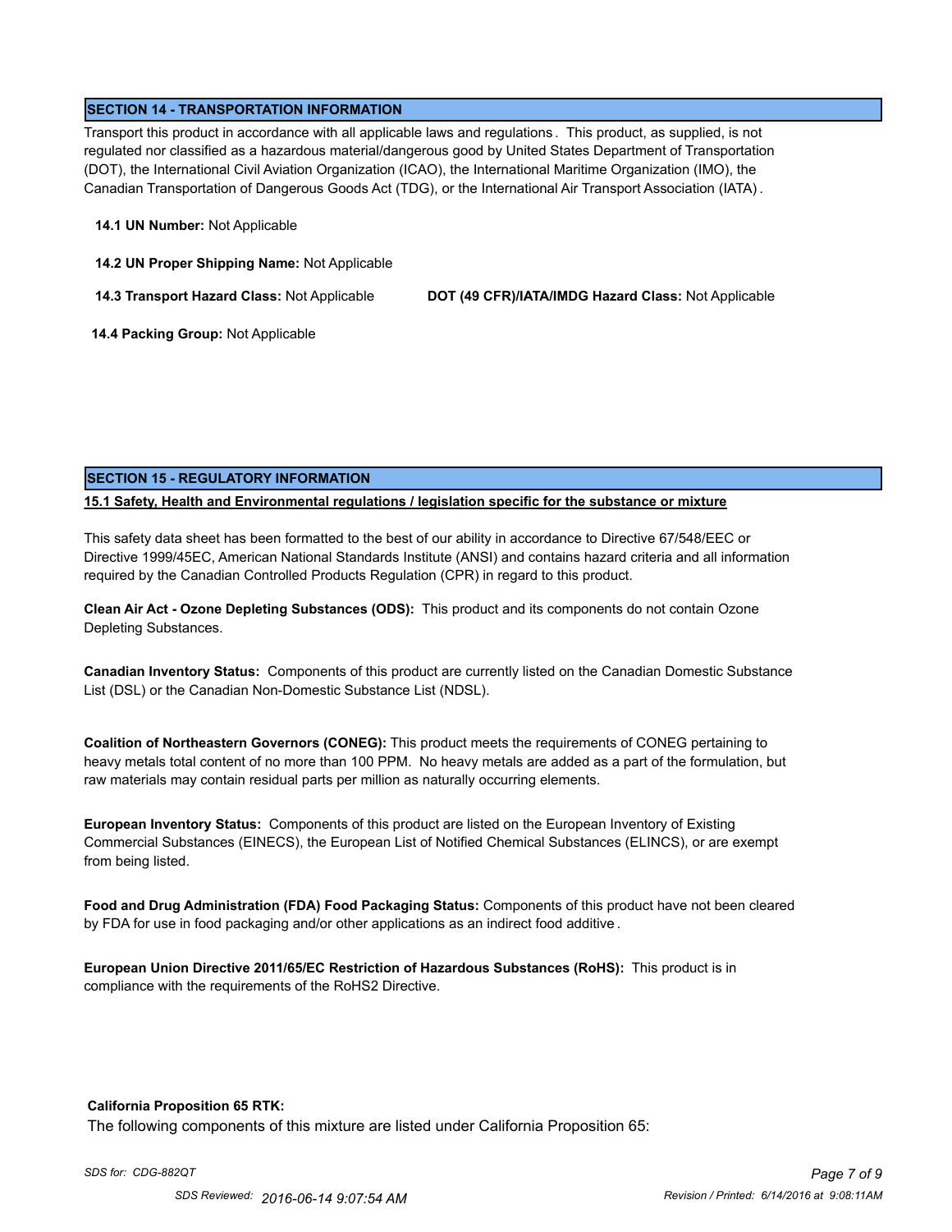## SECTION 14 - TRANSPORTATION INFORMATION

Transport this product in accordance with all applicable laws and regulations. This product, as supplied, is not regulated nor classified as a hazardous material/dangerous good by United States Department of Transportation (DOT), the International Civil Aviation Organization (ICAO), the International Maritime Organization (IMO), the Canadian Transportation of Dangerous Goods Act (TDG), or the International Air Transport Association (IATA).

**14.1 UN Number:** Not Applicable

**14.2 UN Proper Shipping Name:** Not Applicable

**14.3 Transport Hazard Class:** Not Applicable

**DOT (49 CFR)/IATA/IMDG Hazard Class:** Not Applicable

**14.4 Packing Group:** Not Applicable

## SECTION 15 - REGULATORY INFORMATION

**15.1 Safety, Health and Environmental regulations / legislation specific for the substance or mixture**

This safety data sheet has been formatted to the best of our ability in accordance to Directive 67/548/EEC or Directive 1999/45EC, American National Standards Institute (ANSI) and contains hazard criteria and all information required by the Canadian Controlled Products Regulation (CPR) in regard to this product.

**Clean Air Act - Ozone Depleting Substances (ODS):** This product and its components do not contain Ozone Depleting Substances.

**Canadian Inventory Status:** Components of this product are currently listed on the Canadian Domestic Substance List (DSL) or the Canadian Non-Domestic Substance List (NDSL).

**Coalition of Northeastern Governors (CONEG):** This product meets the requirements of CONEG pertaining to heavy metals total content of no more than 100 PPM. No heavy metals are added as a part of the formulation, but raw materials may contain residual parts per million as naturally occurring elements.

**European Inventory Status:** Components of this product are listed on the European Inventory of Existing Commercial Substances (EINECS), the European List of Notified Chemical Substances (ELINCS), or are exempt from being listed.

**Food and Drug Administration (FDA) Food Packaging Status:** Components of this product have not been cleared by FDA for use in food packaging and/or other applications as an indirect food additive.

**European Union Directive 2011/65/EC Restriction of Hazardous Substances (RoHS):** This product is in compliance with the requirements of the RoHS2 Directive.

**California Proposition 65 RTK:**

The following components of this mixture are listed under California Proposition 65: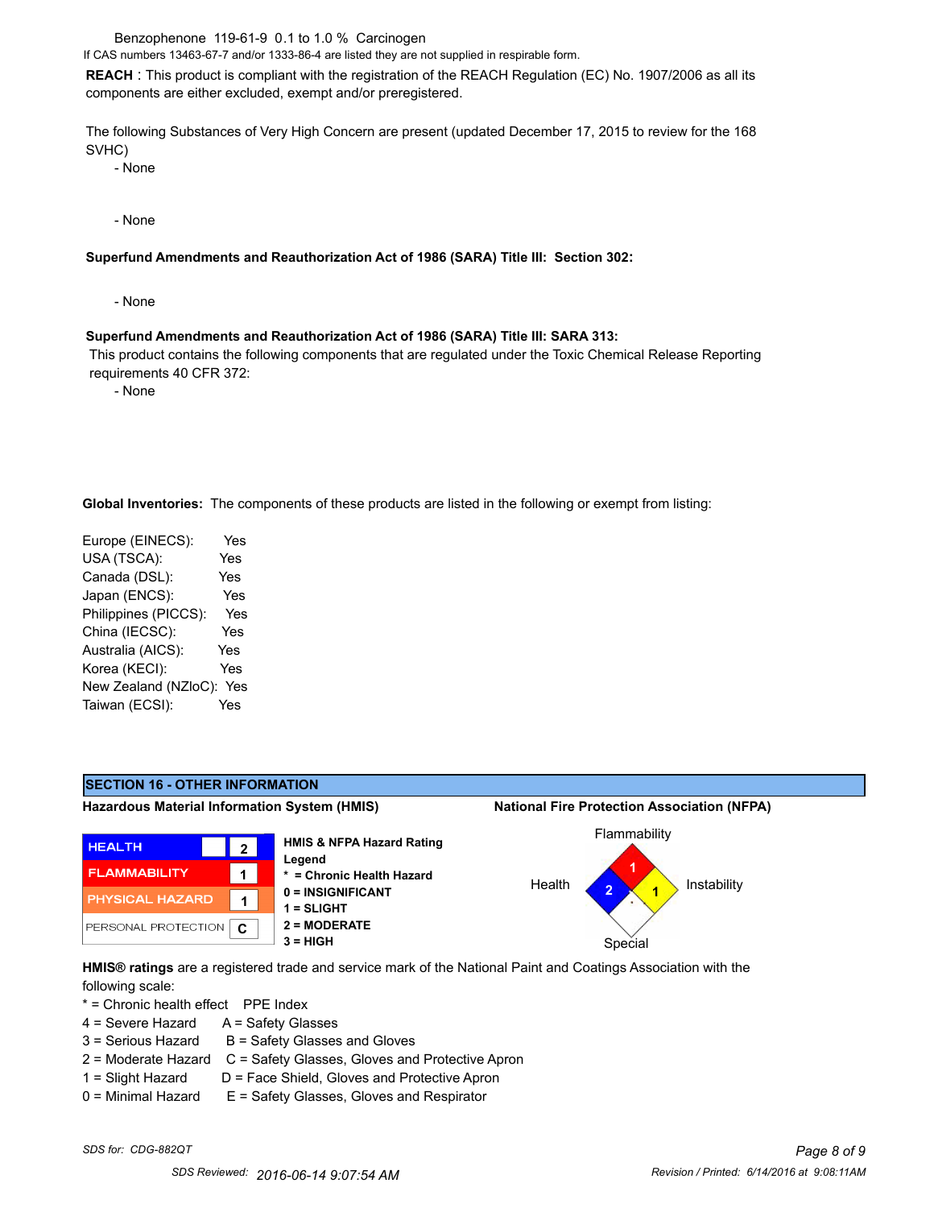Benzophenone 119-61-9 0.1 to 1.0 % Carcinogen

If CAS numbers 13463-67-7 and/or 1333-86-4 are listed they are not supplied in respirable form.

**REACH** : This product is compliant with the registration of the REACH Regulation (EC) No. 1907/2006 as all its components are either excluded, exempt and/or preregistered.

The following Substances of Very High Concern are present (updated December 17, 2015 to review for the 168 SVHC)

- None

- None

**Superfund Amendments and Reauthorization Act of 1986 (SARA) Title III: Section 302:**

- None

**Superfund Amendments and Reauthorization Act of 1986 (SARA) Title III: SARA 313:**

This product contains the following components that are regulated under the Toxic Chemical Release Reporting requirements 40 CFR 372:

- None

**Global Inventories:** The components of these products are listed in the following or exempt from listing:

| | |
|---|---|
| Europe (EINECS): | Yes |
| USA (TSCA): | Yes |
| Canada (DSL): | Yes |
| Japan (ENCS): | Yes |
| Philippines (PICCS): | Yes |
| China (IECSC): | Yes |
| Australia (AICS): | Yes |
| Korea (KECI): | Yes |
| New Zealand (NZIoC): | Yes |
| Taiwan (ECSI): | Yes |

## SECTION 16 - OTHER INFORMATION

**Hazardous Material Information System (HMIS)**

| | |
|---|---|
| HEALTH | 2 |
| FLAMMABILITY | 1 |
| PHYSICAL HAZARD | 1 |
| PERSONAL PROTECTION | C |

**HMIS & NFPA Hazard Rating Legend**

**\* = Chronic Health Hazard**
**0 = INSIGNIFICANT**
**1 = SLIGHT**
**2 = MODERATE**
**3 = HIGH**

**National Fire Protection Association (NFPA)**

| | |
|---|---|
| Flammability | 1 |
| Health | 2 |
| Instability | 1 |
| Special | |

**HMIS® ratings** are a registered trade and service mark of the National Paint and Coatings Association with the following scale:

| | |
|---|---|
| * = Chronic health effect | PPE Index |
| 4 = Severe Hazard | A = Safety Glasses |
| 3 = Serious Hazard | B = Safety Glasses and Gloves |
| 2 = Moderate Hazard | C = Safety Glasses, Gloves and Protective Apron |
| 1 = Slight Hazard | D = Face Shield, Gloves and Protective Apron |
| 0 = Minimal Hazard | E = Safety Glasses, Gloves and Respirator |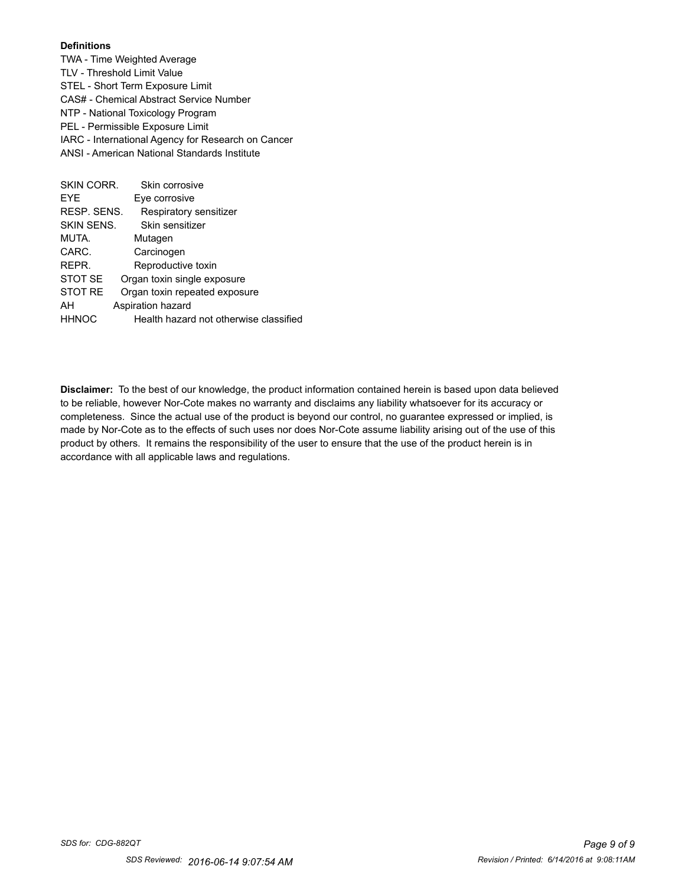**Definitions**

TWA - Time Weighted Average
TLV - Threshold Limit Value
STEL - Short Term Exposure Limit
CAS# - Chemical Abstract Service Number
NTP - National Toxicology Program
PEL - Permissible Exposure Limit
IARC - International Agency for Research on Cancer
ANSI - American National Standards Institute

| | |
|---|---|
| SKIN CORR. | Skin corrosive |
| EYE | Eye corrosive |
| RESP. SENS. | Respiratory sensitizer |
| SKIN SENS. | Skin sensitizer |
| MUTA. | Mutagen |
| CARC. | Carcinogen |
| REPR. | Reproductive toxin |
| STOT SE | Organ toxin single exposure |
| STOT RE | Organ toxin repeated exposure |
| AH | Aspiration hazard |
| HHNOC | Health hazard not otherwise classified |

**Disclaimer:** To the best of our knowledge, the product information contained herein is based upon data believed to be reliable, however Nor-Cote makes no warranty and disclaims any liability whatsoever for its accuracy or completeness. Since the actual use of the product is beyond our control, no guarantee expressed or implied, is made by Nor-Cote as to the effects of such uses nor does Nor-Cote assume liability arising out of the use of this product by others. It remains the responsibility of the user to ensure that the use of the product herein is in accordance with all applicable laws and regulations.